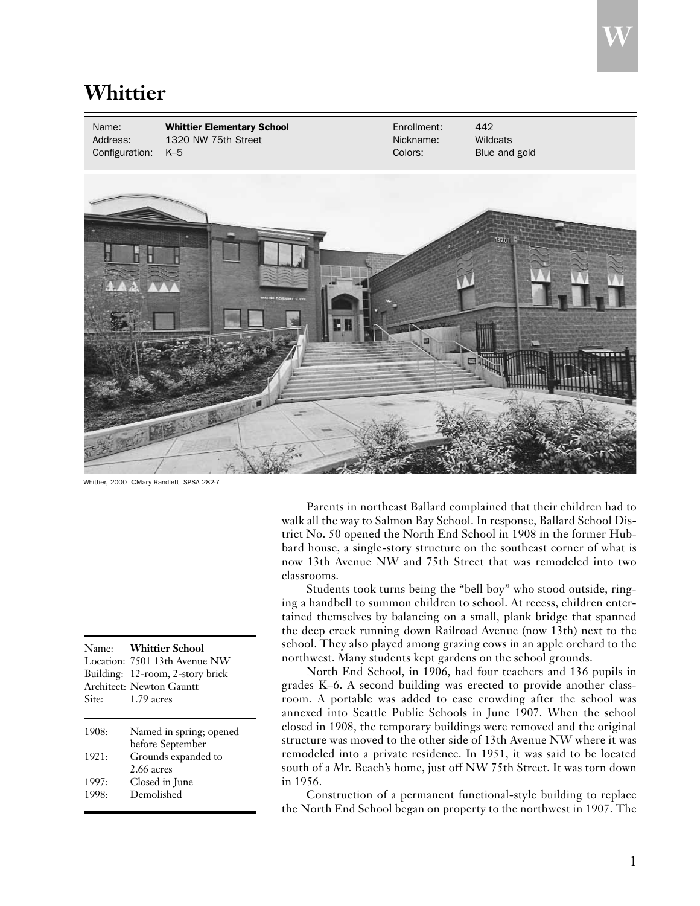# Whittier

| Name: | **Whittier Elementary School** | Enrollment: | 442 |
|---|---|---|---|
| Address: | 1320 NW 75th Street | Nickname: | Wildcats |
| Configuration: | K–5 | Colors: | Blue and gold |

Whittier, 2000 ©Mary Randlett SPSA 282-7

| | |
|---|---|
| Name: | **Whittier School** |
| Location: | 7501 13th Avenue NW |
| Building: | 12-room, 2-story brick |
| Architect: | Newton Gauntt |
| Site: | 1.79 acres |

| | |
|---|---|
| 1908: | Named in spring; opened before September |
| 1921: | Grounds expanded to 2.66 acres |
| 1997: | Closed in June |
| 1998: | Demolished |

Parents in northeast Ballard complained that their children had to walk all the way to Salmon Bay School. In response, Ballard School District No. 50 opened the North End School in 1908 in the former Hubbard house, a single-story structure on the southeast corner of what is now 13th Avenue NW and 75th Street that was remodeled into two classrooms.

Students took turns being the "bell boy" who stood outside, ringing a handbell to summon children to school. At recess, children entertained themselves by balancing on a small, plank bridge that spanned the deep creek running down Railroad Avenue (now 13th) next to the school. They also played among grazing cows in an apple orchard to the northwest. Many students kept gardens on the school grounds.

North End School, in 1906, had four teachers and 136 pupils in grades K–6. A second building was erected to provide another classroom. A portable was added to ease crowding after the school was annexed into Seattle Public Schools in June 1907. When the school closed in 1908, the temporary buildings were removed and the original structure was moved to the other side of 13th Avenue NW where it was remodeled into a private residence. In 1951, it was said to be located south of a Mr. Beach's home, just off NW 75th Street. It was torn down in 1956.

Construction of a permanent functional-style building to replace the North End School began on property to the northwest in 1907. The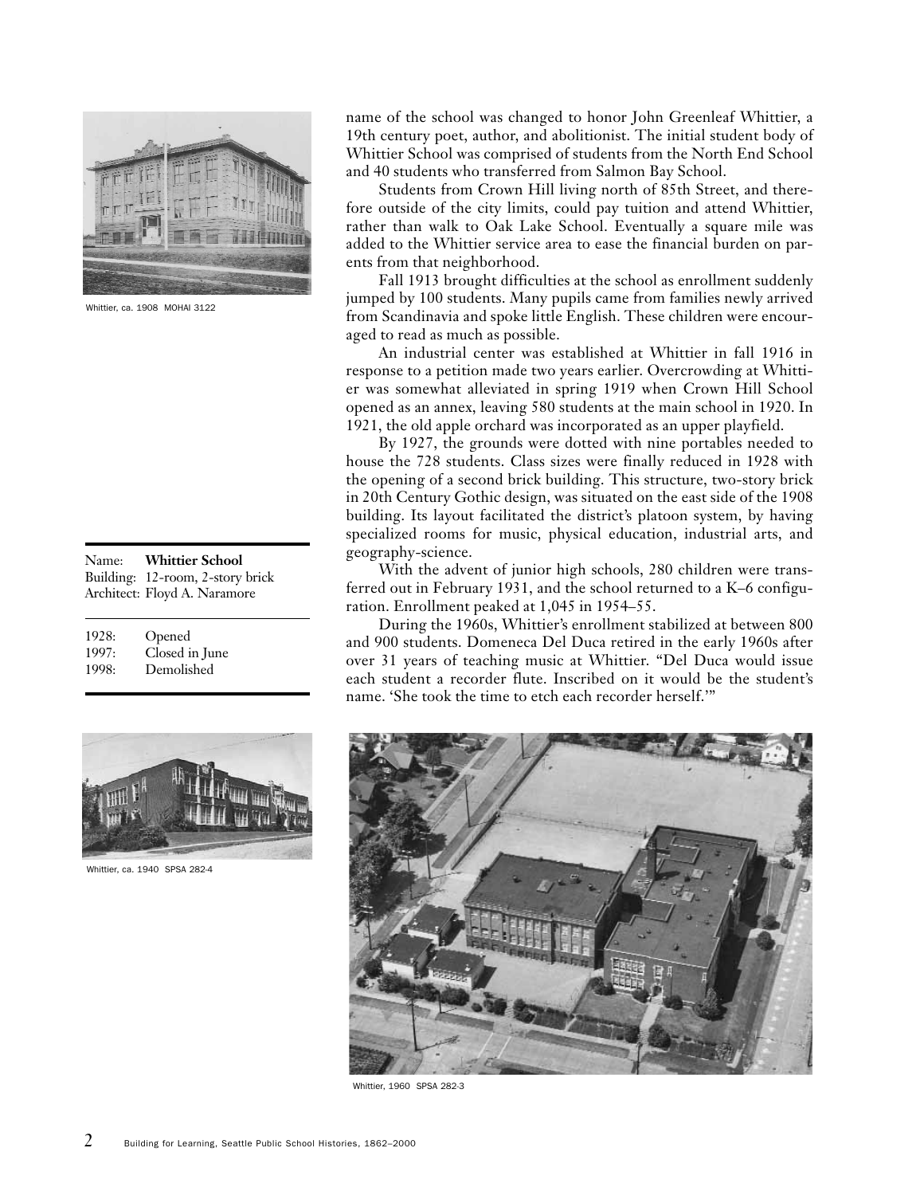Whittier, ca. 1908 MOHAI 3122

name of the school was changed to honor John Greenleaf Whittier, a 19th century poet, author, and abolitionist. The initial student body of Whittier School was comprised of students from the North End School and 40 students who transferred from Salmon Bay School.

Students from Crown Hill living north of 85th Street, and therefore outside of the city limits, could pay tuition and attend Whittier, rather than walk to Oak Lake School. Eventually a square mile was added to the Whittier service area to ease the financial burden on parents from that neighborhood.

Fall 1913 brought difficulties at the school as enrollment suddenly jumped by 100 students. Many pupils came from families newly arrived from Scandinavia and spoke little English. These children were encouraged to read as much as possible.

An industrial center was established at Whittier in fall 1916 in response to a petition made two years earlier. Overcrowding at Whittier was somewhat alleviated in spring 1919 when Crown Hill School opened as an annex, leaving 580 students at the main school in 1920. In 1921, the old apple orchard was incorporated as an upper playfield.

By 1927, the grounds were dotted with nine portables needed to house the 728 students. Class sizes were finally reduced in 1928 with the opening of a second brick building. This structure, two-story brick in 20th Century Gothic design, was situated on the east side of the 1908 building. Its layout facilitated the district's platoon system, by having specialized rooms for music, physical education, industrial arts, and geography-science.

With the advent of junior high schools, 280 children were transferred out in February 1931, and the school returned to a K–6 configuration. Enrollment peaked at 1,045 in 1954–55.

During the 1960s, Whittier's enrollment stabilized at between 800 and 900 students. Domeneca Del Duca retired in the early 1960s after over 31 years of teaching music at Whittier. "Del Duca would issue each student a recorder flute. Inscribed on it would be the student's name. 'She took the time to etch each recorder herself.'"

Name: **Whittier School**
Building: 12-room, 2-story brick
Architect: Floyd A. Naramore

1928: Opened
1997: Closed in June
1998: Demolished

Whittier, ca. 1940 SPSA 282-4

Whittier, 1960 SPSA 282-3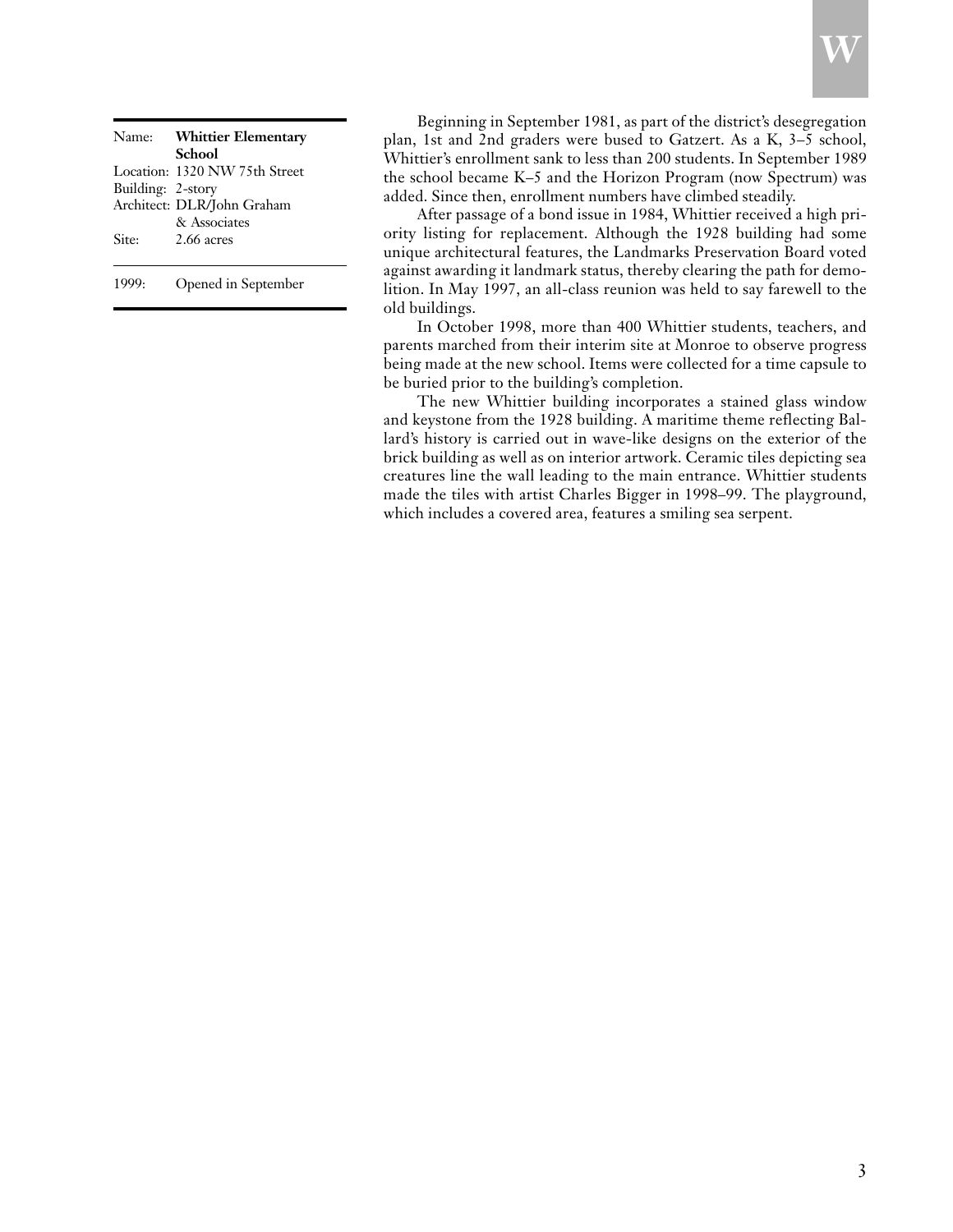| | |
|---|---|
| Name: | **Whittier Elementary School** |
| Location: | 1320 NW 75th Street |
| Building: | 2-story |
| Architect: | DLR/John Graham & Associates |
| Site: | 2.66 acres |
| 1999: | Opened in September |

Beginning in September 1981, as part of the district's desegregation plan, 1st and 2nd graders were bused to Gatzert. As a K, 3–5 school, Whittier's enrollment sank to less than 200 students. In September 1989 the school became K–5 and the Horizon Program (now Spectrum) was added. Since then, enrollment numbers have climbed steadily.

After passage of a bond issue in 1984, Whittier received a high priority listing for replacement. Although the 1928 building had some unique architectural features, the Landmarks Preservation Board voted against awarding it landmark status, thereby clearing the path for demolition. In May 1997, an all-class reunion was held to say farewell to the old buildings.

In October 1998, more than 400 Whittier students, teachers, and parents marched from their interim site at Monroe to observe progress being made at the new school. Items were collected for a time capsule to be buried prior to the building's completion.

The new Whittier building incorporates a stained glass window and keystone from the 1928 building. A maritime theme reflecting Ballard's history is carried out in wave-like designs on the exterior of the brick building as well as on interior artwork. Ceramic tiles depicting sea creatures line the wall leading to the main entrance. Whittier students made the tiles with artist Charles Bigger in 1998–99. The playground, which includes a covered area, features a smiling sea serpent.